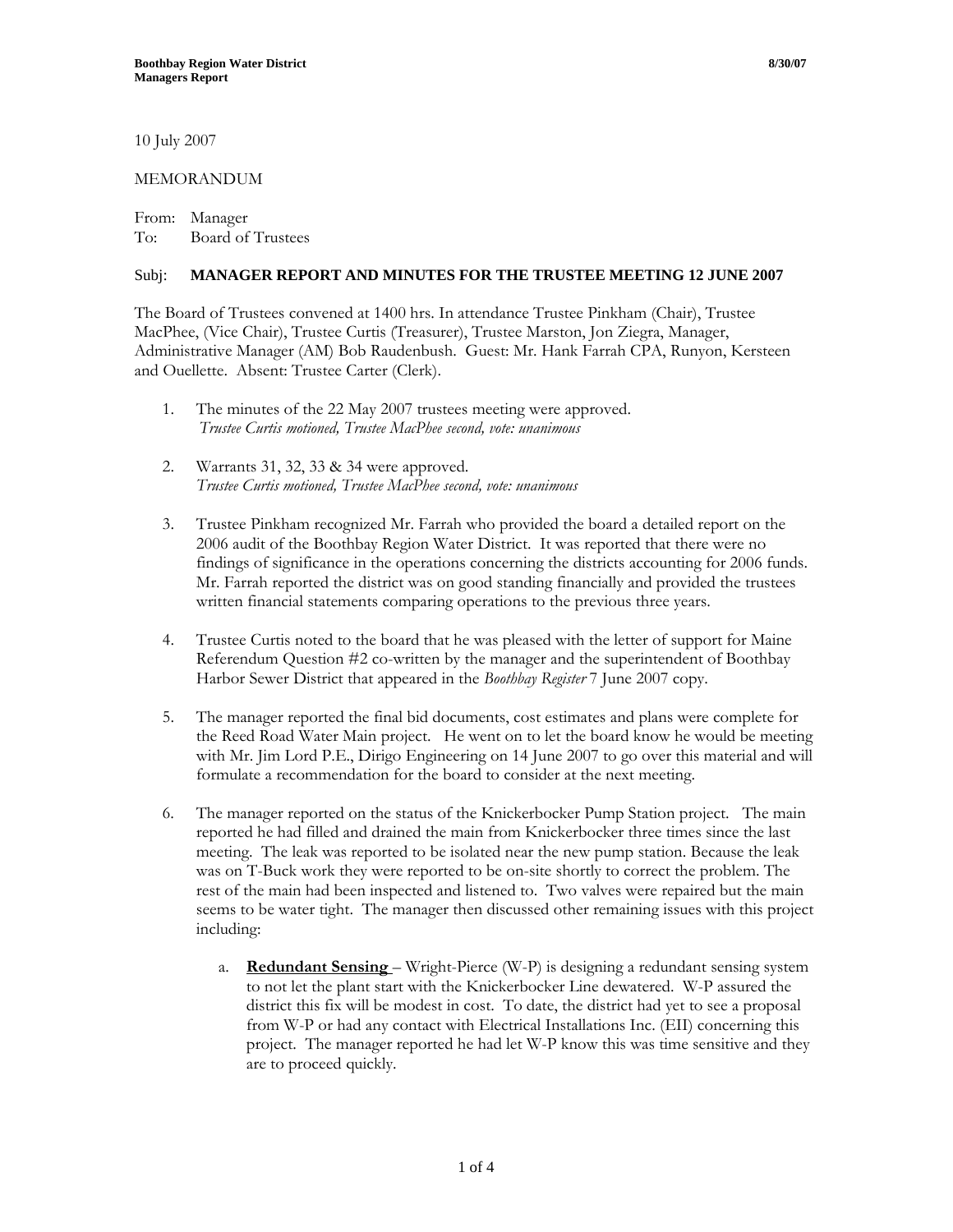10 July 2007

MEMORANDUM

From: Manager
To: Board of Trustees

Subj: **MANAGER REPORT AND MINUTES FOR THE TRUSTEE MEETING 12 JUNE 2007**

The Board of Trustees convened at 1400 hrs. In attendance Trustee Pinkham (Chair), Trustee MacPhee, (Vice Chair), Trustee Curtis (Treasurer), Trustee Marston, Jon Ziegra, Manager, Administrative Manager (AM) Bob Raudenbush. Guest: Mr. Hank Farrah CPA, Runyon, Kersteen and Ouellette. Absent: Trustee Carter (Clerk).

1. The minutes of the 22 May 2007 trustees meeting were approved.
   *Trustee Curtis motioned, Trustee MacPhee second, vote: unanimous*

2. Warrants 31, 32, 33 & 34 were approved.
   *Trustee Curtis motioned, Trustee MacPhee second, vote: unanimous*

3. Trustee Pinkham recognized Mr. Farrah who provided the board a detailed report on the 2006 audit of the Boothbay Region Water District. It was reported that there were no findings of significance in the operations concerning the districts accounting for 2006 funds. Mr. Farrah reported the district was on good standing financially and provided the trustees written financial statements comparing operations to the previous three years.

4. Trustee Curtis noted to the board that he was pleased with the letter of support for Maine Referendum Question #2 co-written by the manager and the superintendent of Boothbay Harbor Sewer District that appeared in the *Boothbay Register* 7 June 2007 copy.

5. The manager reported the final bid documents, cost estimates and plans were complete for the Reed Road Water Main project. He went on to let the board know he would be meeting with Mr. Jim Lord P.E., Dirigo Engineering on 14 June 2007 to go over this material and will formulate a recommendation for the board to consider at the next meeting.

6. The manager reported on the status of the Knickerbocker Pump Station project. The main reported he had filled and drained the main from Knickerbocker three times since the last meeting. The leak was reported to be isolated near the new pump station. Because the leak was on T-Buck work they were reported to be on-site shortly to correct the problem. The rest of the main had been inspected and listened to. Two valves were repaired but the main seems to be water tight. The manager then discussed other remaining issues with this project including:

   a. **Redundant Sensing** – Wright-Pierce (W-P) is designing a redundant sensing system to not let the plant start with the Knickerbocker Line dewatered. W-P assured the district this fix will be modest in cost. To date, the district had yet to see a proposal from W-P or had any contact with Electrical Installations Inc. (EII) concerning this project. The manager reported he had let W-P know this was time sensitive and they are to proceed quickly.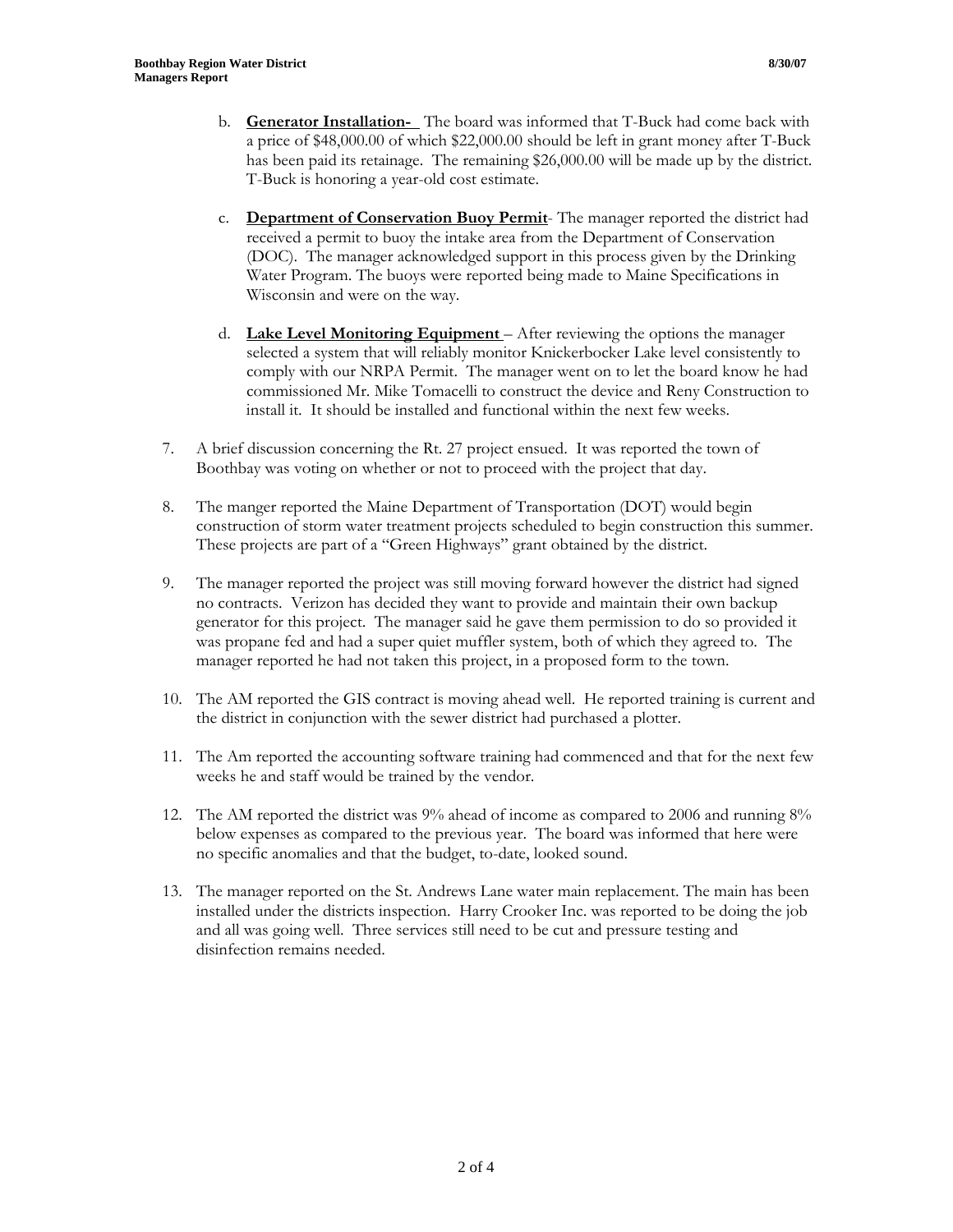b. **Generator Installation-** The board was informed that T-Buck had come back with a price of $48,000.00 of which $22,000.00 should be left in grant money after T-Buck has been paid its retainage. The remaining $26,000.00 will be made up by the district. T-Buck is honoring a year-old cost estimate.

c. **Department of Conservation Buoy Permit**- The manager reported the district had received a permit to buoy the intake area from the Department of Conservation (DOC). The manager acknowledged support in this process given by the Drinking Water Program. The buoys were reported being made to Maine Specifications in Wisconsin and were on the way.

d. **Lake Level Monitoring Equipment** – After reviewing the options the manager selected a system that will reliably monitor Knickerbocker Lake level consistently to comply with our NRPA Permit. The manager went on to let the board know he had commissioned Mr. Mike Tomacelli to construct the device and Reny Construction to install it. It should be installed and functional within the next few weeks.

7. A brief discussion concerning the Rt. 27 project ensued. It was reported the town of Boothbay was voting on whether or not to proceed with the project that day.

8. The manger reported the Maine Department of Transportation (DOT) would begin construction of storm water treatment projects scheduled to begin construction this summer. These projects are part of a "Green Highways" grant obtained by the district.

9. The manager reported the project was still moving forward however the district had signed no contracts. Verizon has decided they want to provide and maintain their own backup generator for this project. The manager said he gave them permission to do so provided it was propane fed and had a super quiet muffler system, both of which they agreed to. The manager reported he had not taken this project, in a proposed form to the town.

10. The AM reported the GIS contract is moving ahead well. He reported training is current and the district in conjunction with the sewer district had purchased a plotter.

11. The Am reported the accounting software training had commenced and that for the next few weeks he and staff would be trained by the vendor.

12. The AM reported the district was 9% ahead of income as compared to 2006 and running 8% below expenses as compared to the previous year. The board was informed that here were no specific anomalies and that the budget, to-date, looked sound.

13. The manager reported on the St. Andrews Lane water main replacement. The main has been installed under the districts inspection. Harry Crooker Inc. was reported to be doing the job and all was going well. Three services still need to be cut and pressure testing and disinfection remains needed.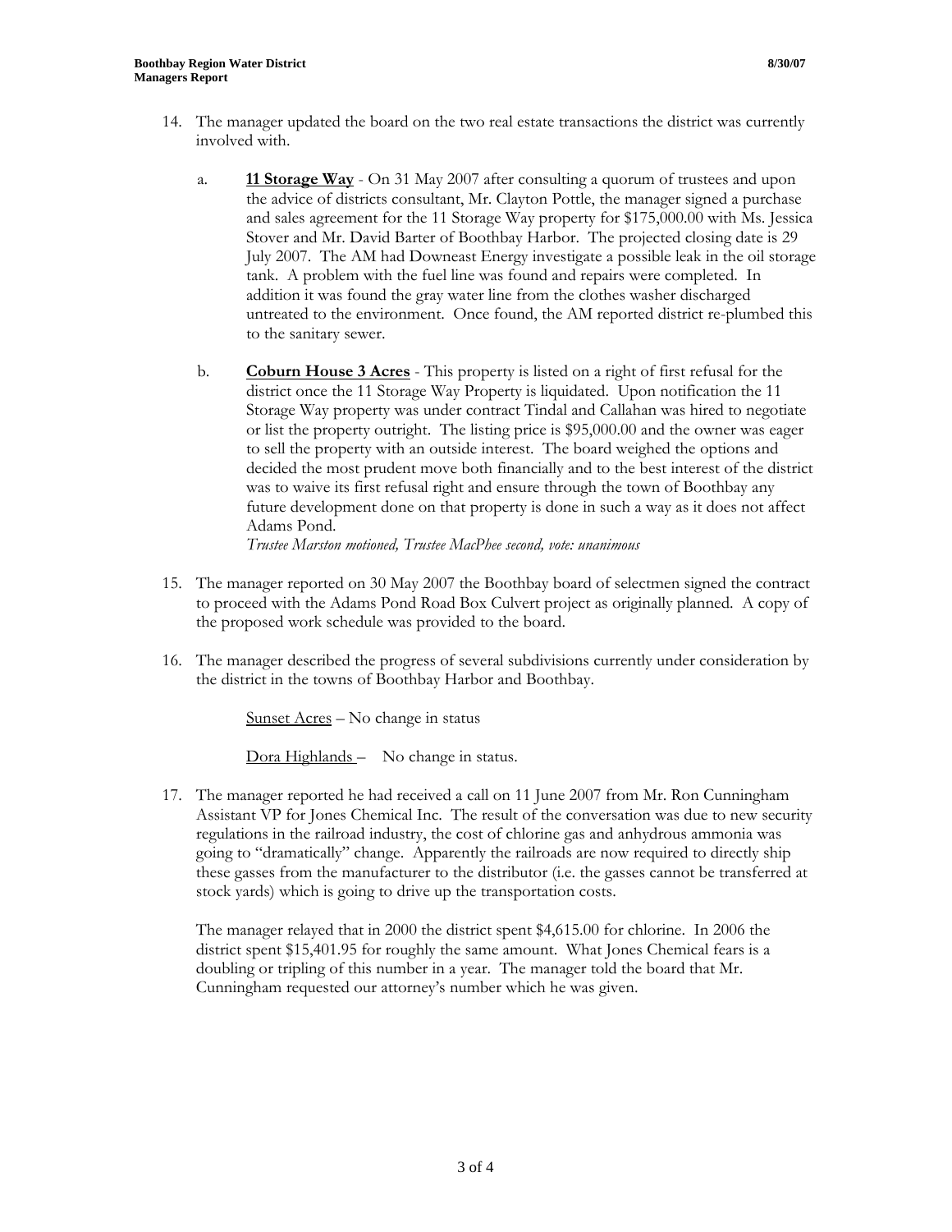14. The manager updated the board on the two real estate transactions the district was currently involved with.

    a. **11 Storage Way** - On 31 May 2007 after consulting a quorum of trustees and upon the advice of districts consultant, Mr. Clayton Pottle, the manager signed a purchase and sales agreement for the 11 Storage Way property for $175,000.00 with Ms. Jessica Stover and Mr. David Barter of Boothbay Harbor. The projected closing date is 29 July 2007. The AM had Downeast Energy investigate a possible leak in the oil storage tank. A problem with the fuel line was found and repairs were completed. In addition it was found the gray water line from the clothes washer discharged untreated to the environment. Once found, the AM reported district re-plumbed this to the sanitary sewer.

    b. **Coburn House 3 Acres** - This property is listed on a right of first refusal for the district once the 11 Storage Way Property is liquidated. Upon notification the 11 Storage Way property was under contract Tindal and Callahan was hired to negotiate or list the property outright. The listing price is $95,000.00 and the owner was eager to sell the property with an outside interest. The board weighed the options and decided the most prudent move both financially and to the best interest of the district was to waive its first refusal right and ensure through the town of Boothbay any future development done on that property is done in such a way as it does not affect Adams Pond.
    *Trustee Marston motioned, Trustee MacPhee second, vote: unanimous*

15. The manager reported on 30 May 2007 the Boothbay board of selectmen signed the contract to proceed with the Adams Pond Road Box Culvert project as originally planned. A copy of the proposed work schedule was provided to the board.

16. The manager described the progress of several subdivisions currently under consideration by the district in the towns of Boothbay Harbor and Boothbay.

    Sunset Acres – No change in status

    Dora Highlands – No change in status.

17. The manager reported he had received a call on 11 June 2007 from Mr. Ron Cunningham Assistant VP for Jones Chemical Inc. The result of the conversation was due to new security regulations in the railroad industry, the cost of chlorine gas and anhydrous ammonia was going to "dramatically" change. Apparently the railroads are now required to directly ship these gasses from the manufacturer to the distributor (i.e. the gasses cannot be transferred at stock yards) which is going to drive up the transportation costs.

    The manager relayed that in 2000 the district spent $4,615.00 for chlorine. In 2006 the district spent $15,401.95 for roughly the same amount. What Jones Chemical fears is a doubling or tripling of this number in a year. The manager told the board that Mr. Cunningham requested our attorney's number which he was given.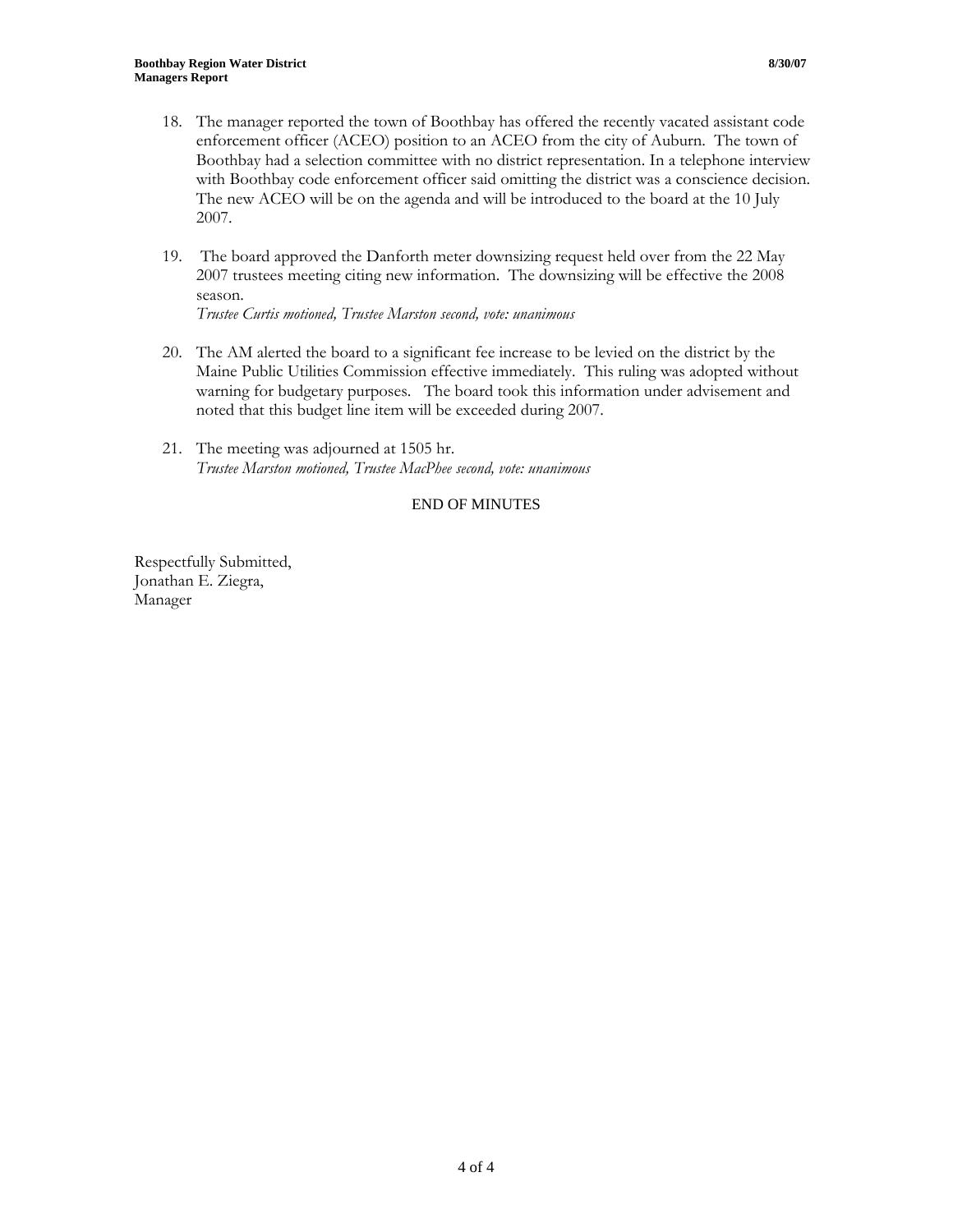18. The manager reported the town of Boothbay has offered the recently vacated assistant code enforcement officer (ACEO) position to an ACEO from the city of Auburn. The town of Boothbay had a selection committee with no district representation. In a telephone interview with Boothbay code enforcement officer said omitting the district was a conscience decision. The new ACEO will be on the agenda and will be introduced to the board at the 10 July 2007.

19. The board approved the Danforth meter downsizing request held over from the 22 May 2007 trustees meeting citing new information. The downsizing will be effective the 2008 season.
*Trustee Curtis motioned, Trustee Marston second, vote: unanimous*

20. The AM alerted the board to a significant fee increase to be levied on the district by the Maine Public Utilities Commission effective immediately. This ruling was adopted without warning for budgetary purposes. The board took this information under advisement and noted that this budget line item will be exceeded during 2007.

21. The meeting was adjourned at 1505 hr.
*Trustee Marston motioned, Trustee MacPhee second, vote: unanimous*

END OF MINUTES

Respectfully Submitted,
Jonathan E. Ziegra,
Manager